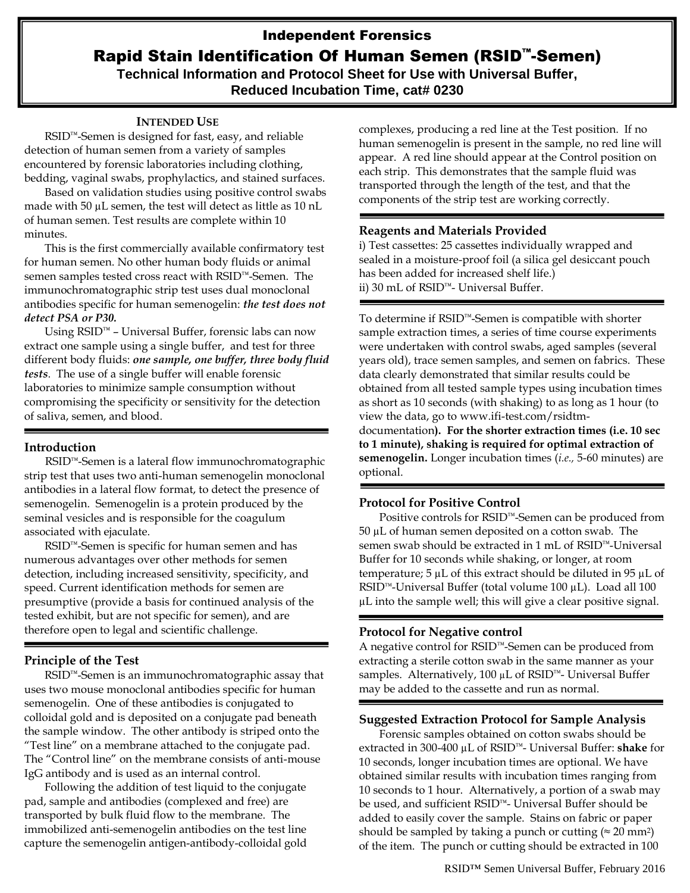# Independent Forensics

# Rapid Stain Identification Of Human Semen (RSID™-Semen)

**Technical Information and Protocol Sheet for Use with Universal Buffer, Reduced Incubation Time, cat# 0230**

## INTENDED USE

RSID™-Semen is designed for fast, easy, and reliable detection of human semen from a variety of samples encountered by forensic laboratories including clothing, bedding, vaginal swabs, prophylactics, and stained surfaces.

Based on validation studies using positive control swabs made with 50 µL semen, the test will detect as little as 10 nL of human semen. Test results are complete within 10 minutes.

This is the first commercially available confirmatory test for human semen. No other human body fluids or animal semen samples tested cross react with RSID™-Semen. The immunochromatographic strip test uses dual monoclonal antibodies specific for human semenogelin: ***the test does not detect PSA or P30.***

Using RSID™ – Universal Buffer, forensic labs can now extract one sample using a single buffer, and test for three different body fluids: ***one sample, one buffer, three body fluid tests***. The use of a single buffer will enable forensic laboratories to minimize sample consumption without compromising the specificity or sensitivity for the detection of saliva, semen, and blood.

## Introduction

RSID™-Semen is a lateral flow immunochromatographic strip test that uses two anti-human semenogelin monoclonal antibodies in a lateral flow format, to detect the presence of semenogelin. Semenogelin is a protein produced by the seminal vesicles and is responsible for the coagulum associated with ejaculate.

RSID™-Semen is specific for human semen and has numerous advantages over other methods for semen detection, including increased sensitivity, specificity, and speed. Current identification methods for semen are presumptive (provide a basis for continued analysis of the tested exhibit, but are not specific for semen), and are therefore open to legal and scientific challenge.

## Principle of the Test

RSID™-Semen is an immunochromatographic assay that uses two mouse monoclonal antibodies specific for human semenogelin. One of these antibodies is conjugated to colloidal gold and is deposited on a conjugate pad beneath the sample window. The other antibody is striped onto the "Test line" on a membrane attached to the conjugate pad. The "Control line" on the membrane consists of anti-mouse IgG antibody and is used as an internal control.

Following the addition of test liquid to the conjugate pad, sample and antibodies (complexed and free) are transported by bulk fluid flow to the membrane. The immobilized anti-semenogelin antibodies on the test line capture the semenogelin antigen-antibody-colloidal gold complexes, producing a red line at the Test position. If no human semenogelin is present in the sample, no red line will appear. A red line should appear at the Control position on each strip. This demonstrates that the sample fluid was transported through the length of the test, and that the components of the strip test are working correctly.

## Reagents and Materials Provided

i) Test cassettes: 25 cassettes individually wrapped and sealed in a moisture-proof foil (a silica gel desiccant pouch has been added for increased shelf life.)
ii) 30 mL of RSID™- Universal Buffer.

To determine if RSID™-Semen is compatible with shorter sample extraction times, a series of time course experiments were undertaken with control swabs, aged samples (several years old), trace semen samples, and semen on fabrics. These data clearly demonstrated that similar results could be obtained from all tested sample types using incubation times as short as 10 seconds (with shaking) to as long as 1 hour (to view the data, go to www.ifi-test.com/rsidtm-documentation**). For the shorter extraction times (i.e. 10 sec to 1 minute), shaking is required for optimal extraction of semenogelin.** Longer incubation times (*i.e.,* 5-60 minutes) are optional.

## Protocol for Positive Control

Positive controls for RSID™-Semen can be produced from 50 µL of human semen deposited on a cotton swab. The semen swab should be extracted in 1 mL of RSID™-Universal Buffer for 10 seconds while shaking, or longer, at room temperature; 5 µL of this extract should be diluted in 95 µL of RSID™-Universal Buffer (total volume 100 µL). Load all 100 µL into the sample well; this will give a clear positive signal.

## Protocol for Negative control

A negative control for RSID™-Semen can be produced from extracting a sterile cotton swab in the same manner as your samples. Alternatively, 100 µL of RSID™- Universal Buffer may be added to the cassette and run as normal.

## Suggested Extraction Protocol for Sample Analysis

Forensic samples obtained on cotton swabs should be extracted in 300-400 µL of RSID™- Universal Buffer: **shake** for 10 seconds, longer incubation times are optional. We have obtained similar results with incubation times ranging from 10 seconds to 1 hour. Alternatively, a portion of a swab may be used, and sufficient RSID™- Universal Buffer should be added to easily cover the sample. Stains on fabric or paper should be sampled by taking a punch or cutting (≈ 20 mm²) of the item. The punch or cutting should be extracted in 100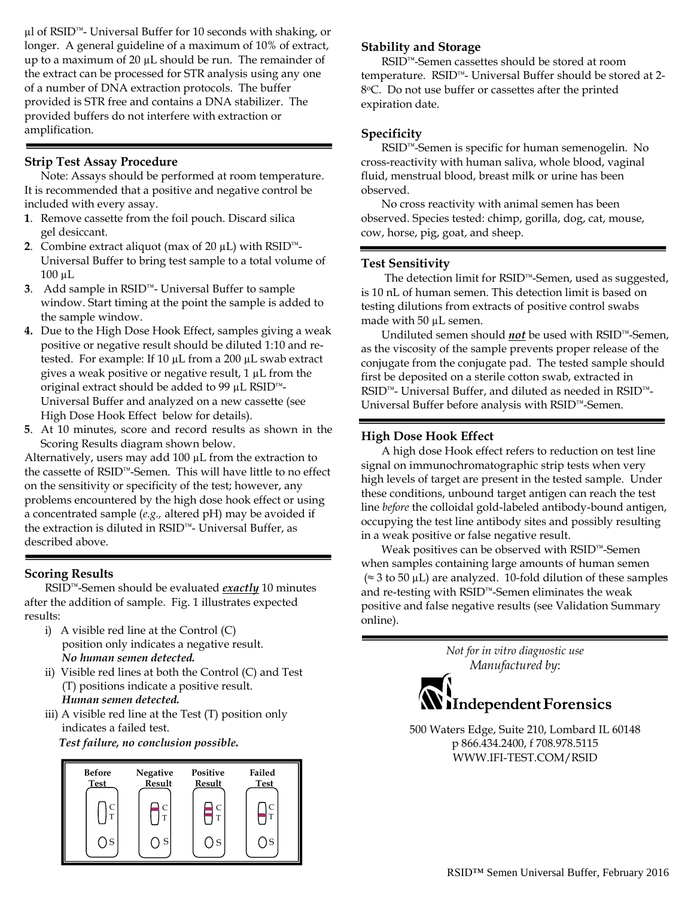µl of RSID™- Universal Buffer for 10 seconds with shaking, or longer. A general guideline of a maximum of 10% of extract, up to a maximum of 20 µL should be run. The remainder of the extract can be processed for STR analysis using any one of a number of DNA extraction protocols. The buffer provided is STR free and contains a DNA stabilizer. The provided buffers do not interfere with extraction or amplification.

## Strip Test Assay Procedure

Note: Assays should be performed at room temperature. It is recommended that a positive and negative control be included with every assay.

1. Remove cassette from the foil pouch. Discard silica gel desiccant.
2. Combine extract aliquot (max of 20 µL) with RSID™-Universal Buffer to bring test sample to a total volume of 100 µL
3. Add sample in RSID™- Universal Buffer to sample window. Start timing at the point the sample is added to the sample window.
4. Due to the High Dose Hook Effect, samples giving a weak positive or negative result should be diluted 1:10 and re-tested. For example: If 10 µL from a 200 µL swab extract gives a weak positive or negative result, 1 µL from the original extract should be added to 99 µL RSID™-Universal Buffer and analyzed on a new cassette (see High Dose Hook Effect below for details).
5. At 10 minutes, score and record results as shown in the Scoring Results diagram shown below.

Alternatively, users may add 100 µL from the extraction to the cassette of RSID™-Semen. This will have little to no effect on the sensitivity or specificity of the test; however, any problems encountered by the high dose hook effect or using a concentrated sample (*e.g.,* altered pH) may be avoided if the extraction is diluted in RSID™- Universal Buffer, as described above.

## Scoring Results

RSID™-Semen should be evaluated ***exactly*** 10 minutes after the addition of sample. Fig. 1 illustrates expected results:

i) A visible red line at the Control (C) position only indicates a negative result. ***No human semen detected.***

ii) Visible red lines at both the Control (C) and Test (T) positions indicate a positive result. ***Human semen detected.***

iii) A visible red line at the Test (T) position only indicates a failed test. ***Test failure, no conclusion possible.***

Before Test
Negative Result
Positive Result
Failed Test
C
T
S

## Stability and Storage

RSID™-Semen cassettes should be stored at room temperature. RSID™- Universal Buffer should be stored at 2-8°C. Do not use buffer or cassettes after the printed expiration date.

## Specificity

RSID™-Semen is specific for human semenogelin. No cross-reactivity with human saliva, whole blood, vaginal fluid, menstrual blood, breast milk or urine has been observed.

No cross reactivity with animal semen has been observed. Species tested: chimp, gorilla, dog, cat, mouse, cow, horse, pig, goat, and sheep.

## Test Sensitivity

The detection limit for RSID™-Semen, used as suggested, is 10 nL of human semen. This detection limit is based on testing dilutions from extracts of positive control swabs made with 50 µL semen.

Undiluted semen should ***not*** be used with RSID™-Semen, as the viscosity of the sample prevents proper release of the conjugate from the conjugate pad. The tested sample should first be deposited on a sterile cotton swab, extracted in RSID™- Universal Buffer, and diluted as needed in RSID™-Universal Buffer before analysis with RSID™-Semen.

## High Dose Hook Effect

A high dose Hook effect refers to reduction on test line signal on immunochromatographic strip tests when very high levels of target are present in the tested sample. Under these conditions, unbound target antigen can reach the test line *before* the colloidal gold-labeled antibody-bound antigen, occupying the test line antibody sites and possibly resulting in a weak positive or false negative result.

Weak positives can be observed with RSID™-Semen when samples containing large amounts of human semen (≈ 3 to 50 µL) are analyzed. 10-fold dilution of these samples and re-testing with RSID™-Semen eliminates the weak positive and false negative results (see Validation Summary online).

*Not for in vitro diagnostic use*

*Manufactured by*:

Independent Forensics

500 Waters Edge, Suite 210, Lombard IL 60148
p 866.434.2400, f 708.978.5115
WWW.IFI-TEST.COM/RSID

RSID™ Semen Universal Buffer, February 2016